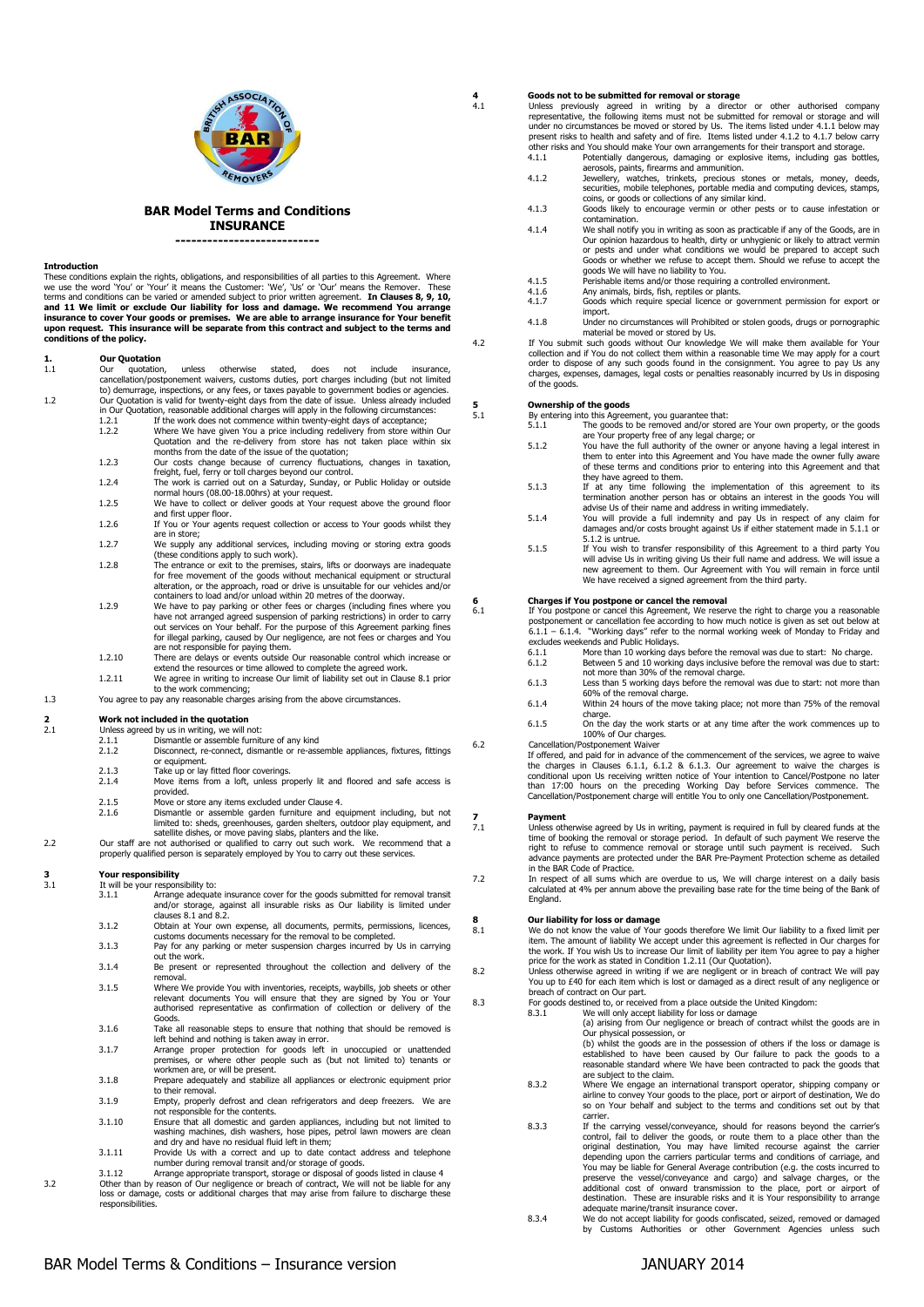# BAR Model Terms and Conditions

## INSURANCE

---------------------------

**Introduction**

These conditions explain the rights, obligations, and responsibilities of all parties to this Agreement. Where we use the word 'You' or 'Your' it means the Customer: 'We', 'Us' or 'Our' means the Remover. These terms and conditions can be varied or amended subject to prior written agreement. **In Clauses 8, 9, 10, and 11 We limit or exclude Our liability for loss and damage. We recommend You arrange insurance to cover Your goods or premises. We are able to arrange insurance for Your benefit upon request. This insurance will be separate from this contract and subject to the terms and conditions of the policy.**

**1. Our Quotation**

1.1 Our quotation, unless otherwise stated, does not include insurance, cancellation/postponement waivers, customs duties, port charges including (but not limited to) demurrage, inspections, or any fees, or taxes payable to government bodies or agencies.

1.2 Our Quotation is valid for twenty-eight days from the date of issue. Unless already included in Our Quotation, reasonable additional charges will apply in the following circumstances:

- 1.2.1 If the work does not commence within twenty-eight days of acceptance;
- 1.2.2 Where We have given You a price including redelivery from store within Our Quotation and the re-delivery from store has not taken place within six months from the date of the issue of the quotation;
- 1.2.3 Our costs change because of currency fluctuations, changes in taxation, freight, fuel, ferry or toll charges beyond our control.
- 1.2.4 The work is carried out on a Saturday, Sunday, or Public Holiday or outside normal hours (08.00-18.00hrs) at your request.
- 1.2.5 We have to collect or deliver goods at Your request above the ground floor and first upper floor.
- 1.2.6 If You or Your agents request collection or access to Your goods whilst they are in store;
- 1.2.7 We supply any additional services, including moving or storing extra goods (these conditions apply to such work).
- 1.2.8 The entrance or exit to the premises, stairs, lifts or doorways are inadequate for free movement of the goods without mechanical equipment or structural alteration, or the approach, road or drive is unsuitable for our vehicles and/or containers to load and/or unload within 20 metres of the doorway.
- 1.2.9 We have to pay parking or other fees or charges (including fines where you have not arranged agreed suspension of parking restrictions) in order to carry out services on Your behalf. For the purpose of this Agreement parking fines for illegal parking, caused by Our negligence, are not fees or charges and You are not responsible for paying them.
- 1.2.10 There are delays or events outside Our reasonable control which increase or extend the resources or time allowed to complete the agreed work.
- 1.2.11 We agree in writing to increase Our limit of liability set out in Clause 8.1 prior to the work commencing;

1.3 You agree to pay any reasonable charges arising from the above circumstances.

**2 Work not included in the quotation**

2.1 Unless agreed by us in writing, we will not:

- 2.1.1 Dismantle or assemble furniture of any kind
- 2.1.2 Disconnect, re-connect, dismantle or re-assemble appliances, fixtures, fittings or equipment.
- 2.1.3 Take up or lay fitted floor coverings.
- 2.1.4 Move items from a loft, unless properly lit and floored and safe access is provided.
- 2.1.5 Move or store any items excluded under Clause 4.
- 2.1.6 Dismantle or assemble garden furniture and equipment including, but not limited to: sheds, greenhouses, garden shelters, outdoor play equipment, and satellite dishes, or move paving slabs, planters and the like.

2.2 Our staff are not authorised or qualified to carry out such work. We recommend that a properly qualified person is separately employed by You to carry out these services.

**3 Your responsibility**

3.1 It will be your responsibility to:

- 3.1.1 Arrange adequate insurance cover for the goods submitted for removal transit and/or storage, against all insurable risks as Our liability is limited under clauses 8.1 and 8.2.
- 3.1.2 Obtain at Your own expense, all documents, permits, permissions, licences, customs documents necessary for the removal to be completed.
- 3.1.3 Pay for any parking or meter suspension charges incurred by Us in carrying out the work.
- 3.1.4 Be present or represented throughout the collection and delivery of the removal.
- 3.1.5 Where We provide You with inventories, receipts, waybills, job sheets or other relevant documents You will ensure that they are signed by You or Your authorised representative as confirmation of collection or delivery of the Goods.
- 3.1.6 Take all reasonable steps to ensure that nothing that should be removed is left behind and nothing is taken away in error.
- 3.1.7 Arrange proper protection for goods left in unoccupied or unattended premises, or where other people such as (but not limited to) tenants or workmen are, or will be present.
- 3.1.8 Prepare adequately and stabilize all appliances or electronic equipment prior to their removal.
- 3.1.9 Empty, properly defrost and clean refrigerators and deep freezers. We are not responsible for the contents.
- 3.1.10 Ensure that all domestic and garden appliances, including but not limited to washing machines, dish washers, hose pipes, petrol lawn mowers are clean and dry and have no residual fluid left in them;
- 3.1.11 Provide Us with a correct and up to date contact address and telephone number during removal transit and/or storage of goods.
- 3.1.12 Arrange appropriate transport, storage or disposal of goods listed in clause 4

3.2 Other than by reason of Our negligence or breach of contract, We will not be liable for any loss or damage, costs or additional charges that may arise from failure to discharge these responsibilities.

**4 Goods not to be submitted for removal or storage**

4.1 Unless previously agreed in writing by a director or other authorised company representative, the following items must not be submitted for removal or storage and will under no circumstances be moved or stored by Us. The items listed under 4.1.1 below may present risks to health and safety and of fire. Items listed under 4.1.2 to 4.1.7 below carry other risks and You should make Your own arrangements for their transport and storage.

- 4.1.1 Potentially dangerous, damaging or explosive items, including gas bottles, aerosols, paints, firearms and ammunition.
- 4.1.2 Jewellery, watches, trinkets, precious stones or metals, money, deeds, securities, mobile telephones, portable media and computing devices, stamps, coins, or goods or collections of any similar kind.
- 4.1.3 Goods likely to encourage vermin or other pests or to cause infestation or contamination.
- 4.1.4 We shall notify you in writing as soon as practicable if any of the Goods, are in Our opinion hazardous to health, dirty or unhygienic or likely to attract vermin or pests and under what conditions we would be prepared to accept such Goods or whether we refuse to accept them. Should we refuse to accept the goods We will have no liability to You.
- 4.1.5 Perishable items and/or those requiring a controlled environment.
- 4.1.6 Any animals, birds, fish, reptiles or plants.
- 4.1.7 Goods which require special licence or government permission for export or import.
- 4.1.8 Under no circumstances will Prohibited or stolen goods, drugs or pornographic material be moved or stored by Us.

4.2 If You submit such goods without Our knowledge We will make them available for Your collection and if You do not collect them within a reasonable time We may apply for a court order to dispose of any such goods found in the consignment. You agree to pay Us any charges, expenses, damages, legal costs or penalties reasonably incurred by Us in disposing of the goods.

**5 Ownership of the goods**

5.1 By entering into this Agreement, you guarantee that:

- 5.1.1 The goods to be removed and/or stored are Your own property, or the goods are Your property free of any legal charge; or
- 5.1.2 You have the full authority of the owner or anyone having a legal interest in them to enter into this Agreement and You have made the owner fully aware of these terms and conditions prior to entering into this Agreement and that they have agreed to them.
- 5.1.3 If at any time following the implementation of this agreement to its termination another person has or obtains an interest in the goods You will advise Us of their name and address in writing immediately.
- 5.1.4 You will provide a full indemnity and pay Us in respect of any claim for damages and/or costs brought against Us if either statement made in 5.1.1 or 5.1.2 is untrue.
- 5.1.5 If You wish to transfer responsibility of this Agreement to a third party You will advise Us in writing giving Us their full name and address. We will issue a new agreement to them. Our Agreement with You will remain in force until We have received a signed agreement from the third party.

**6 Charges if You postpone or cancel the removal**

6.1 If You postpone or cancel this Agreement, We reserve the right to charge you a reasonable postponement or cancellation fee according to how much notice is given as set out below at 6.1.1 – 6.1.4. "Working days" refer to the normal working week of Monday to Friday and excludes weekends and Public Holidays.

- 6.1.1 More than 10 working days before the removal was due to start: No charge.
- 6.1.2 Between 5 and 10 working days inclusive before the removal was due to start: not more than 30% of the removal charge.
- 6.1.3 Less than 5 working days before the removal was due to start: not more than 60% of the removal charge.
- 6.1.4 Within 24 hours of the move taking place; not more than 75% of the removal charge.
- 6.1.5 On the day the work starts or at any time after the work commences up to 100% of Our charges.

6.2 Cancellation/Postponement Waiver

If offered, and paid for in advance of the commencement of the services, we agree to waive the charges in Clauses 6.1.1, 6.1.2 & 6.1.3. Our agreement to waive the charges is conditional upon Us receiving written notice of Your intention to Cancel/Postpone no later than 17:00 hours on the preceding Working Day before Services commence. The Cancellation/Postponement charge will entitle You to only one Cancellation/Postponement.

**7 Payment**

7.1 Unless otherwise agreed by Us in writing, payment is required in full by cleared funds at the time of booking the removal or storage period. In default of such payment We reserve the right to refuse to commence removal or storage until such payment is received. Such advance payments are protected under the BAR Pre-Payment Protection scheme as detailed in the BAR Code of Practice.

7.2 In respect of all sums which are overdue to us, We will charge interest on a daily basis calculated at 4% per annum above the prevailing base rate for the time being of the Bank of England.

**8 Our liability for loss or damage**

8.1 We do not know the value of Your goods therefore We limit Our liability to a fixed limit per item. The amount of liability We accept under this agreement is reflected in Our charges for the work. If You wish Us to increase Our limit of liability per item You agree to pay a higher price for the work as stated in Condition 1.2.11 (Our Quotation).

8.2 Unless otherwise agreed in writing if we are negligent or in breach of contract We will pay You up to £40 for each item which is lost or damaged as a direct result of any negligence or breach of contract on Our part.

8.3 For goods destined to, or received from a place outside the United Kingdom:

- 8.3.1 We will only accept liability for loss or damage
  (a) arising from Our negligence or breach of contract whilst the goods are in Our physical possession, or
  (b) whilst the goods are in the possession of others if the loss or damage is established to have been caused by Our failure to pack the goods to a reasonable standard where We have been contracted to pack the goods that are subject to the claim.
- 8.3.2 Where We engage an international transport operator, shipping company or airline to convey Your goods to the place, port or airport of destination, We do so on Your behalf and subject to the terms and conditions set out by that carrier.
- 8.3.3 If the carrying vessel/conveyance, should for reasons beyond the carrier's control, fail to deliver the goods, or route them to a place other than the original destination, You may have limited recourse against the carrier depending upon the carriers particular terms and conditions of carriage, and You may be liable for General Average contribution (e.g. the costs incurred to preserve the vessel/conveyance and cargo) and salvage charges, or the additional cost of onward transmission to the place, port or airport of destination. These are insurable risks and it is Your responsibility to arrange adequate marine/transit insurance cover.
- 8.3.4 We do not accept liability for goods confiscated, seized, removed or damaged by Customs Authorities or other Government Agencies unless such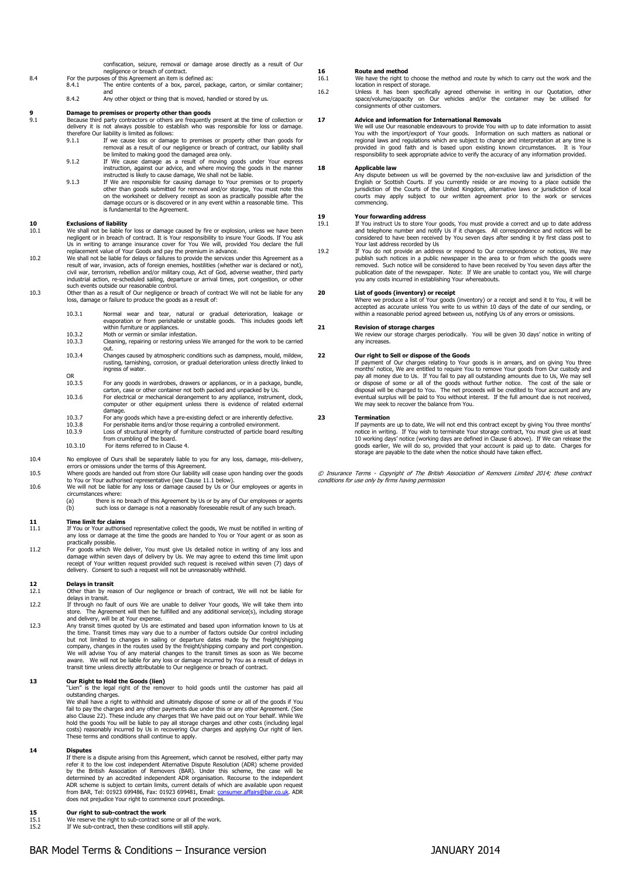confiscation, seizure, removal or damage arose directly as a result of Our negligence or breach of contract.

8.4 For the purposes of this Agreement an item is defined as:

8.4.1 The entire contents of a box, parcel, package, carton, or similar container; and

8.4.2 Any other object or thing that is moved, handled or stored by us.

## 9 Damage to premises or property other than goods

9.1 Because third party contractors or others are frequently present at the time of collection or delivery it is not always possible to establish who was responsible for loss or damage. therefore Our liability is limited as follows:

9.1.1 If we cause loss or damage to premises or property other than goods for removal as a result of our negligence or breach of contract, our liability shall be limited to making good the damaged area only.

9.1.2 If We cause damage as a result of moving goods under Your express instruction, against our advice, and where moving the goods in the manner instructed is likely to cause damage, We shall not be liable.

9.1.3 If We are responsible for causing damage to Your premises or to property other than goods submitted for removal and/or storage, You must note this on the worksheet or delivery receipt as soon as practically possible after the damage occurs or is discovered or in any event within a reasonable time. This is fundamental to the Agreement.

## 10 Exclusions of liability

10.1 We shall not be liable for loss or damage caused by fire or explosion, unless we have been negligent or in breach of contract. It is Your responsibility to insure Your Goods. If You ask Us in writing to arrange insurance cover for You We will, provided You declare the full replacement value of Your Goods and pay the premium in advance.

10.2 We shall not be liable for delays or failures to provide the services under this Agreement as a result of war, invasion, acts of foreign enemies, hostilities (whether war is declared or not), civil war, terrorism, rebellion and/or military coup, Act of God, adverse weather, third party industrial action, re-scheduled sailing, departure or arrival times, port congestion, or other such events outside our reasonable control.

10.3 Other than as a result of Our negligence or breach of contract We will not be liable for any loss, damage or failure to produce the goods as a result of:

10.3.1 Normal wear and tear, natural or gradual deterioration, leakage or evaporation or from perishable or unstable goods. This includes goods left within furniture or appliances.

10.3.2 Moth or vermin or similar infestation.

10.3.3 Cleaning, repairing or restoring unless We arranged for the work to be carried out.

10.3.4 Changes caused by atmospheric conditions such as dampness, mould, mildew, rusting, tarnishing, corrosion, or gradual deterioration unless directly linked to ingress of water.

OR

10.3.5 For any goods in wardrobes, drawers or appliances, or in a package, bundle, carton, case or other container not both packed and unpacked by Us.

10.3.6 For electrical or mechanical derangement to any appliance, instrument, clock, computer or other equipment unless there is evidence of related external damage.

10.3.7 For any goods which have a pre-existing defect or are inherently defective.

10.3.8 For perishable items and/or those requiring a controlled environment.

10.3.9 Loss of structural integrity of furniture constructed of particle board resulting from crumbling of the board.

10.3.10 For items referred to in Clause 4.

10.4 No employee of Ours shall be separately liable to you for any loss, damage, mis-delivery, errors or omissions under the terms of this Agreement.

10.5 Where goods are handed out from store Our liability will cease upon handing over the goods to You or Your authorised representative (see Clause 11.1 below).

10.6 We will not be liable for any loss or damage caused by Us or Our employees or agents in circumstances where:

(a) there is no breach of this Agreement by Us or by any of Our employees or agents

(b) such loss or damage is not a reasonably foreseeable result of any such breach.

## 11 Time limit for claims

11.1 If You or Your authorised representative collect the goods, We must be notified in writing of any loss or damage at the time the goods are handed to You or Your agent or as soon as practically possible.

11.2 For goods which We deliver, You must give Us detailed notice in writing of any loss and damage within seven days of delivery by Us. We may agree to extend this time limit upon receipt of Your written request provided such request is received within seven (7) days of delivery. Consent to such a request will not be unreasonably withheld.

## 12 Delays in transit

12.1 Other than by reason of Our negligence or breach of contract, We will not be liable for delays in transit.

12.2 If through no fault of ours We are unable to deliver Your goods, We will take them into store. The Agreement will then be fulfilled and any additional service(s), including storage and delivery, will be at Your expense.

12.3 Any transit times quoted by Us are estimated and based upon information known to Us at the time. Transit times may vary due to a number of factors outside Our control including but not limited to changes in sailing or departure dates made by the freight/shipping company, changes in the routes used by the freight/shipping company and port congestion. We will advise You of any material changes to the transit times as soon as We become aware. We will not be liable for any loss or damage incurred by You as a result of delays in transit time unless directly attributable to Our negligence or breach of contract.

## 13 Our Right to Hold the Goods (lien)

"Lien" is the legal right of the remover to hold goods until the customer has paid all outstanding charges.

We shall have a right to withhold and ultimately dispose of some or all of the goods if You fail to pay the charges and any other payments due under this or any other Agreement. (See also Clause 22). These include any charges that We have paid out on Your behalf. While We hold the goods You will be liable to pay all storage charges and other costs (including legal costs) reasonably incurred by Us in recovering Our charges and applying Our right of lien. These terms and conditions shall continue to apply.

## 14 Disputes

If there is a dispute arising from this Agreement, which cannot be resolved, either party may refer it to the low cost independent Alternative Dispute Resolution (ADR) scheme provided by the British Association of Removers (BAR). Under this scheme, the case will be determined by an accredited independent ADR organisation. Recourse to the independent ADR scheme is subject to certain limits, current details of which are available upon request from BAR, Tel: 01923 699486, Fax: 01923 699481, Email: consumer.affairs@bar.co.uk. ADR does not prejudice Your right to commence court proceedings.

## 15 Our right to sub-contract the work

15.1 We reserve the right to sub-contract some or all of the work.

15.2 If We sub-contract, then these conditions will still apply.

## 16 Route and method

16.1 We have the right to choose the method and route by which to carry out the work and the location in respect of storage.

16.2 Unless it has been specifically agreed otherwise in writing in our Quotation, other space/volume/capacity on Our vehicles and/or the container may be utilised for consignments of other customers.

## 17 Advice and information for International Removals

We will use Our reasonable endeavours to provide You with up to date information to assist You with the import/export of Your goods. Information on such matters as national or regional laws and regulations which are subject to change and interpretation at any time is provided in good faith and is based upon existing known circumstances. It is Your responsibility to seek appropriate advice to verify the accuracy of any information provided.

## 18 Applicable law

Any dispute between us will be governed by the non-exclusive law and jurisdiction of the English or Scottish Courts. If you currently reside or are moving to a place outside the jurisdiction of the Courts of the United Kingdom, alternative laws or jurisdiction of local courts may apply subject to our written agreement prior to the work or services commencing.

## 19 Your forwarding address

19.1 If You instruct Us to store Your goods, You must provide a correct and up to date address and telephone number and notify Us if it changes. All correspondence and notices will be considered to have been received by You seven days after sending it by first class post to Your last address recorded by Us

19.2 If You do not provide an address or respond to Our correspondence or notices, We may publish such notices in a public newspaper in the area to or from which the goods were removed. Such notice will be considered to have been received by You seven days after the publication date of the newspaper. Note: If We are unable to contact you, We will charge you any costs incurred in establishing Your whereabouts.

## 20 List of goods (inventory) or receipt

Where we produce a list of Your goods (inventory) or a receipt and send it to You, it will be accepted as accurate unless You write to us within 10 days of the date of our sending, or within a reasonable period agreed between us, notifying Us of any errors or omissions.

## 21 Revision of storage charges

We review our storage charges periodically. You will be given 30 days' notice in writing of any increases.

## 22 Our right to Sell or dispose of the Goods

If payment of Our charges relating to Your goods is in arrears, and on giving You three months' notice, We are entitled to require You to remove Your goods from Our custody and pay all money due to Us. If You fail to pay all outstanding amounts due to Us, We may sell or dispose of some or all of the goods without further notice. The cost of the sale or disposal will be charged to You. The net proceeds will be credited to Your account and any eventual surplus will be paid to You without interest. If the full amount due is not received, We may seek to recover the balance from You.

## 23 Termination

If payments are up to date, We will not end this contract except by giving You three months' notice in writing. If You wish to terminate Your storage contract, You must give us at least 10 working days' notice (working days are defined in Clause 6 above). If We can release the goods earlier, We will do so, provided that your account is paid up to date. Charges for storage are payable to the date when the notice should have taken effect.

*© Insurance Terms - Copyright of The British Association of Removers Limited 2014; these contract conditions for use only by firms having permission*

BAR Model Terms & Conditions – Insurance version JANUARY 2014